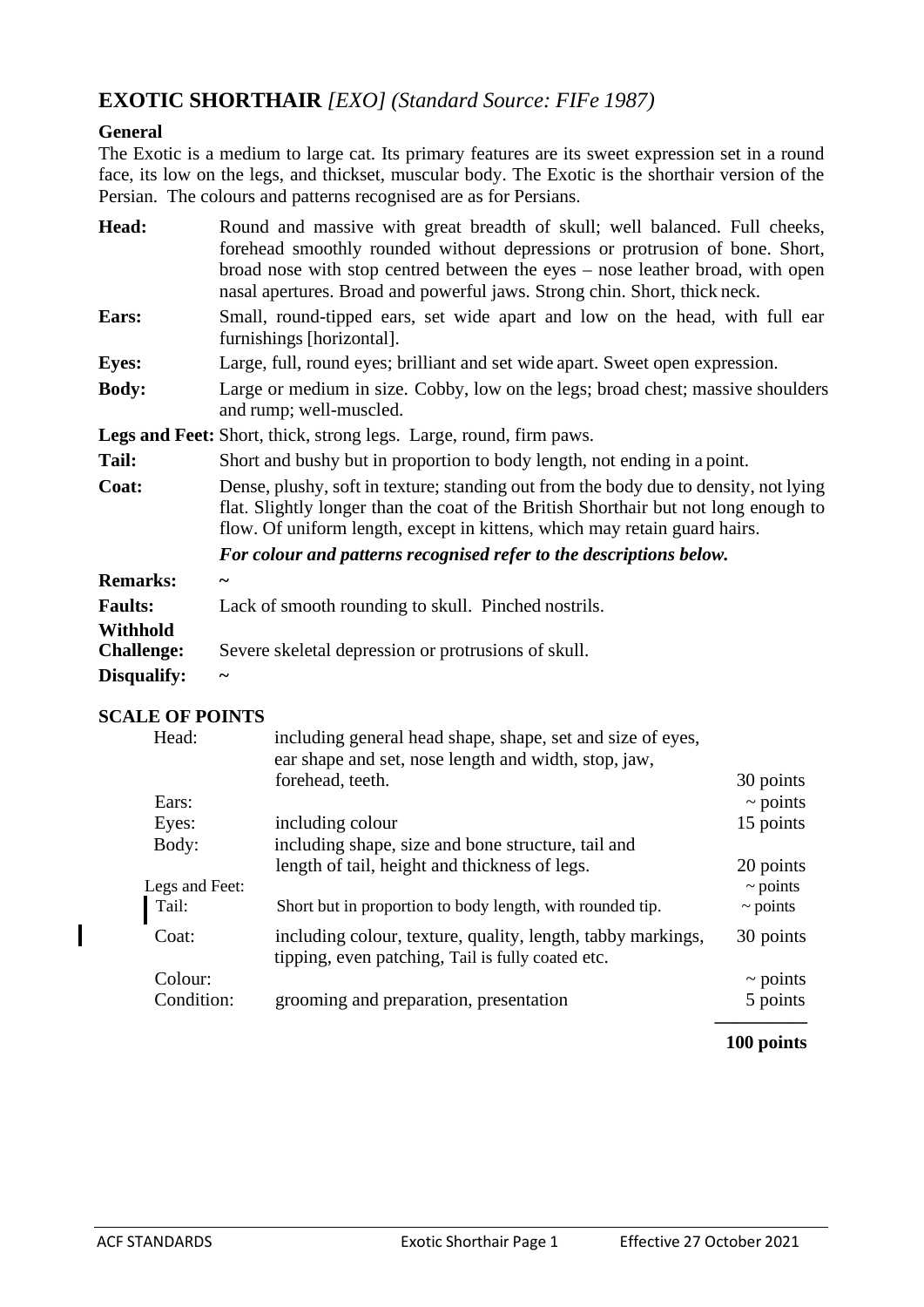# **EXOTIC SHORTHAIR** *[EXO] (Standard Source: FIFe 1987)*

**General**

The Exotic is a medium to large cat. Its primary features are its sweet expression set in a round face, its low on the legs, and thickset, muscular body. The Exotic is the shorthair version of the Persian. The colours and patterns recognised are as for Persians.

| | |
|---|---|
| **Head:** | Round and massive with great breadth of skull; well balanced. Full cheeks, forehead smoothly rounded without depressions or protrusion of bone. Short, broad nose with stop centred between the eyes – nose leather broad, with open nasal apertures. Broad and powerful jaws. Strong chin. Short, thick neck. |
| **Ears:** | Small, round-tipped ears, set wide apart and low on the head, with full ear furnishings [horizontal]. |
| **Eyes:** | Large, full, round eyes; brilliant and set wide apart. Sweet open expression. |
| **Body:** | Large or medium in size. Cobby, low on the legs; broad chest; massive shoulders and rump; well-muscled. |
| **Legs and Feet:** | Short, thick, strong legs. Large, round, firm paws. |
| **Tail:** | Short and bushy but in proportion to body length, not ending in a point. |
| **Coat:** | Dense, plushy, soft in texture; standing out from the body due to density, not lying flat. Slightly longer than the coat of the British Shorthair but not long enough to flow. Of uniform length, except in kittens, which may retain guard hairs. |
| | ***For colour and patterns recognised refer to the descriptions below.*** |
| **Remarks:** | ~ |
| **Faults:** | Lack of smooth rounding to skull. Pinched nostrils. |
| **Withhold Challenge:** | Severe skeletal depression or protrusions of skull. |
| **Disqualify:** | ~ |

**SCALE OF POINTS**

| | | |
|---|---|---|
| Head: | including general head shape, shape, set and size of eyes, ear shape and set, nose length and width, stop, jaw, forehead, teeth. | 30 points |
| Ears: | | ~ points |
| Eyes: | including colour | 15 points |
| Body: | including shape, size and bone structure, tail and length of tail, height and thickness of legs. | 20 points |
| Legs and Feet: | | ~ points |
| Tail: | Short but in proportion to body length, with rounded tip. | ~ points |
| Coat: | including colour, texture, quality, length, tabby markings, tipping, even patching, Tail is fully coated etc. | 30 points |
| Colour: | | ~ points |
| Condition: | grooming and preparation, presentation | 5 points |
| | | **100 points** |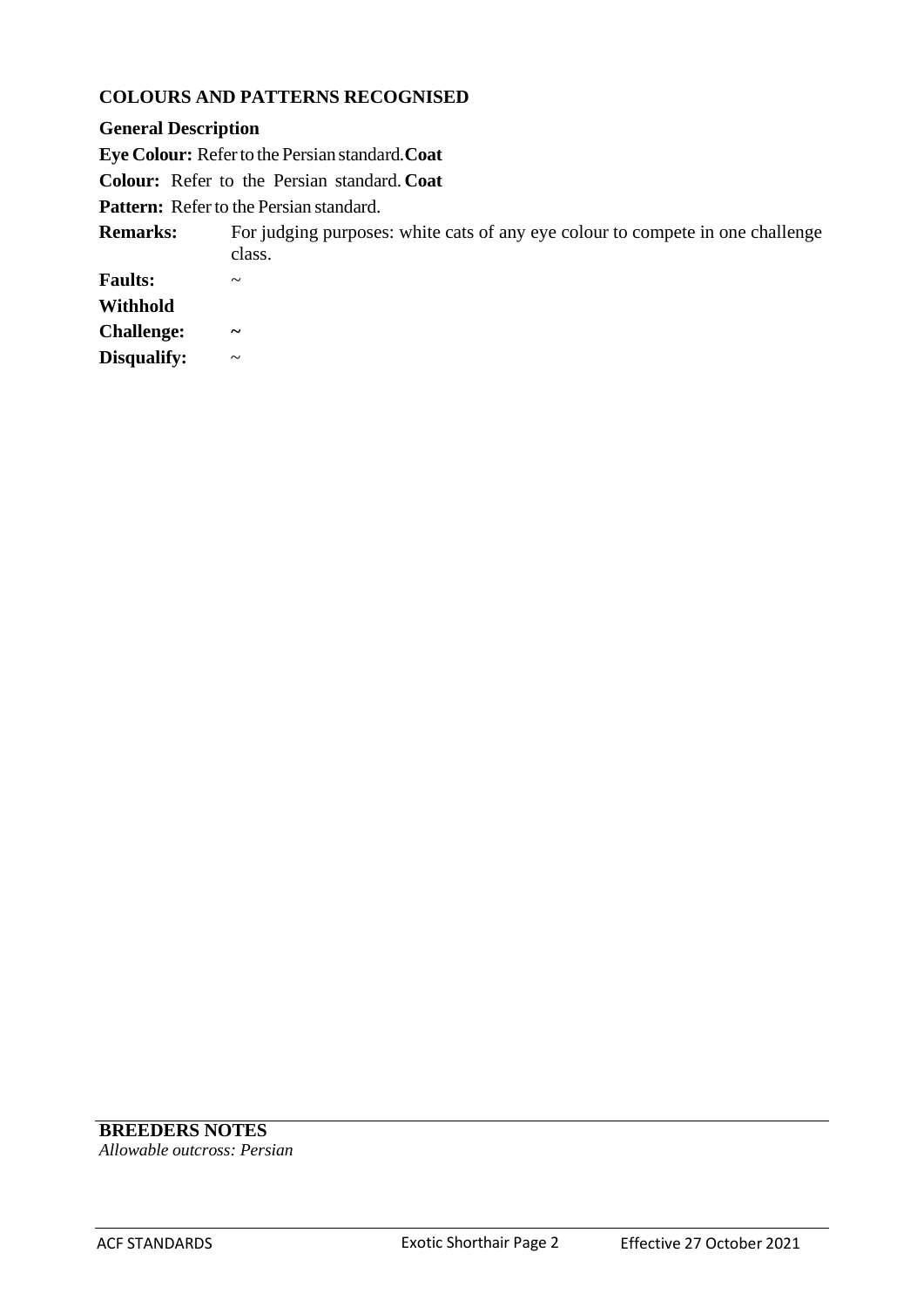## COLOURS AND PATTERNS RECOGNISED

**General Description**

**Eye Colour:** Refer to the Persian standard.

**Coat Colour:** Refer to the Persian standard.

**Coat Pattern:** Refer to the Persian standard.

**Remarks:** For judging purposes: white cats of any eye colour to compete in one challenge class.

**Faults:** ~

**Withhold Challenge:** ~

**Disqualify:** ~

**BREEDERS NOTES**

*Allowable outcross: Persian*